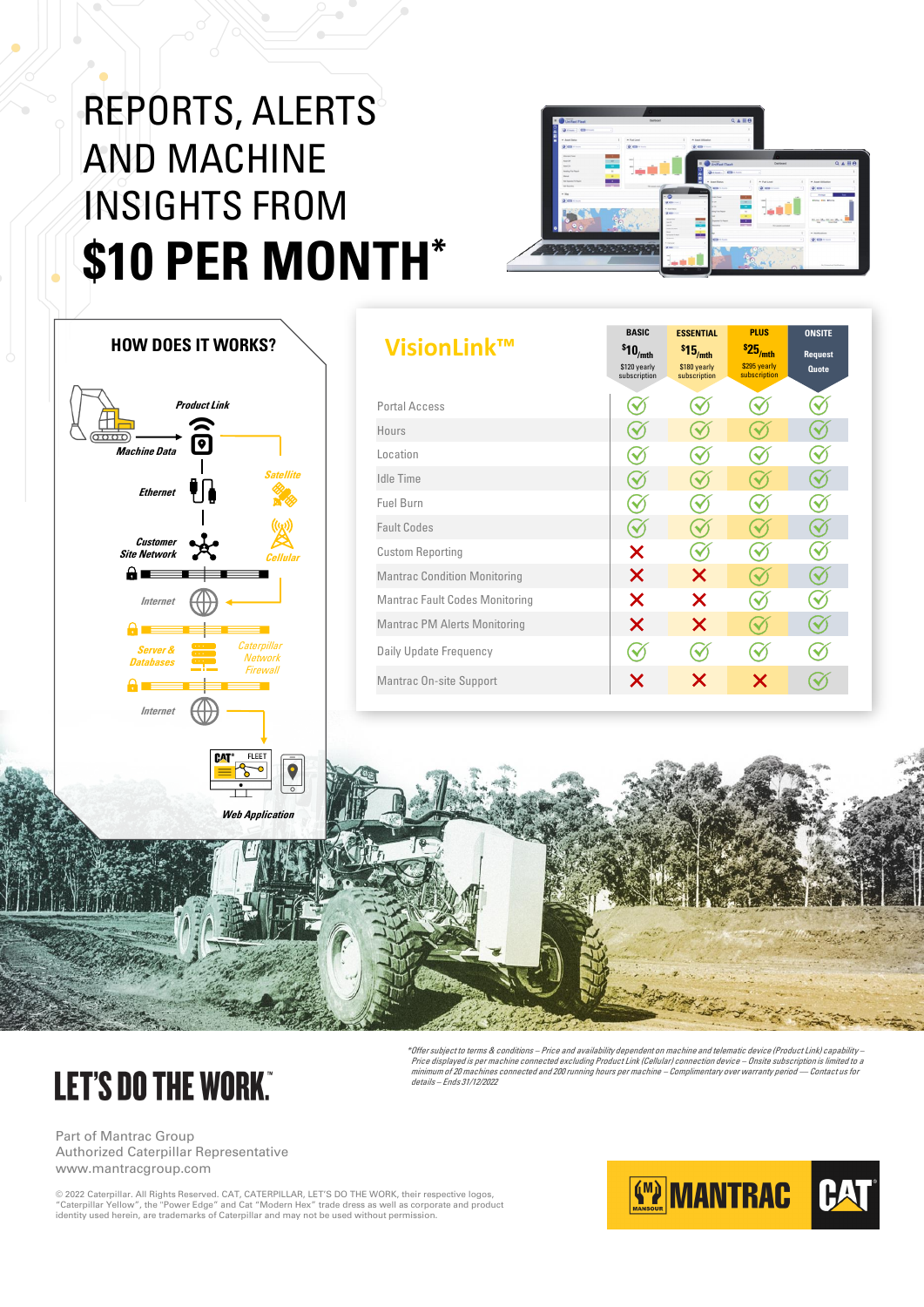# REPORTS, ALERTS AND MACHINE INSIGHTS FROM

# $10 PER MONTH*

## HOW DOES IT WORKS?

*Product Link*

*Machine Data*

*Ethernet*

*Satellite*

*Customer Site Network*

*Cellular*

*Internet*

*Server & Databases*

*Caterpillar Network Firewall*

*Internet*

*Web Application*

## VisionLink™

| | BASIC<br>$10/mth<br>$120 yearly subscription | ESSENTIAL<br>$15/mth<br>$180 yearly subscription | PLUS<br>$25/mth<br>$295 yearly subscription | ONSITE<br>Request Quote |
|---|---|---|---|---|
| Portal Access | ✓ | ✓ | ✓ | ✓ |
| Hours | ✓ | ✓ | ✓ | ✓ |
| Location | ✓ | ✓ | ✓ | ✓ |
| Idle Time | ✓ | ✓ | ✓ | ✓ |
| Fuel Burn | ✓ | ✓ | ✓ | ✓ |
| Fault Codes | ✓ | ✓ | ✓ | ✓ |
| Custom Reporting | ✗ | ✓ | ✓ | ✓ |
| Mantrac Condition Monitoring | ✗ | ✗ | ✓ | ✓ |
| Mantrac Fault Codes Monitoring | ✗ | ✗ | ✓ | ✓ |
| Mantrac PM Alerts Monitoring | ✗ | ✗ | ✓ | ✓ |
| Daily Update Frequency | ✓ | ✓ | ✓ | ✓ |
| Mantrac On-site Support | ✗ | ✗ | ✗ | ✓ |

*Offer subject to terms & conditions – Price and availability dependent on machine and telematic device (Product Link) capability – Price displayed is per machine connected excluding Product Link (Cellular) connection device – Onsite subscription is limited to a minimum of 20 machines connected and 200 running hours per machine – Complimentary over warranty period — Contact us for details – Ends 31/12/2022*

**LET'S DO THE WORK.™**

Part of Mantrac Group
Authorized Caterpillar Representative
www.mantracgroup.com

© 2022 Caterpillar. All Rights Reserved. CAT, CATERPILLAR, LET'S DO THE WORK, their respective logos, "Caterpillar Yellow", the "Power Edge" and Cat "Modern Hex" trade dress as well as corporate and product identity used herein, are trademarks of Caterpillar and may not be used without permission.

MANTRAC CAT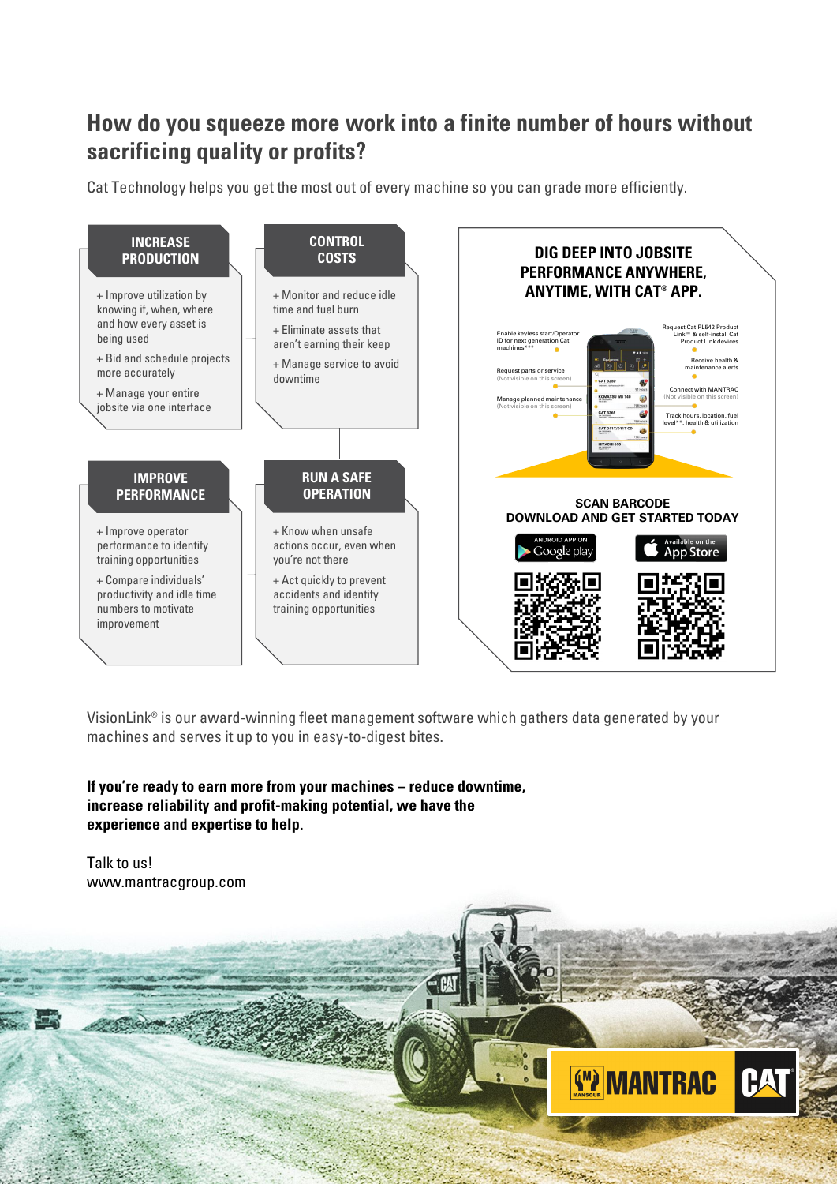## How do you squeeze more work into a finite number of hours without sacrificing quality or profits?

Cat Technology helps you get the most out of every machine so you can grade more efficiently.

### INCREASE PRODUCTION

+ Improve utilization by knowing if, when, where and how every asset is being used
+ Bid and schedule projects more accurately
+ Manage your entire jobsite via one interface

### CONTROL COSTS

+ Monitor and reduce idle time and fuel burn
+ Eliminate assets that aren't earning their keep
+ Manage service to avoid downtime

### IMPROVE PERFORMANCE

+ Improve operator performance to identify training opportunities
+ Compare individuals' productivity and idle time numbers to motivate improvement

### RUN A SAFE OPERATION

+ Know when unsafe actions occur, even when you're not there
+ Act quickly to prevent accidents and identify training opportunities

### DIG DEEP INTO JOBSITE PERFORMANCE ANYWHERE, ANYTIME, WITH CAT® APP.

Enable keyless start/Operator ID for next generation Cat machines***

Request parts or service (Not visible on this screen)

Manage planned maintenance (Not visible on this screen)

Request Cat PL542 Product Link™ & self-install Cat Product Link devices

Receive health & maintenance alerts

Connect with MANTRAC (Not visible on this screen)

Track hours, location, fuel level**, health & utilization

**SCAN BARCODE**
**DOWNLOAD AND GET STARTED TODAY**

ANDROID APP ON Google play

Available on the App Store

VisionLink® is our award-winning fleet management software which gathers data generated by your machines and serves it up to you in easy-to-digest bites.

**If you're ready to earn more from your machines – reduce downtime, increase reliability and profit-making potential, we have the experience and expertise to help.**

Talk to us!
www.mantracgroup.com

MANTRAC CAT